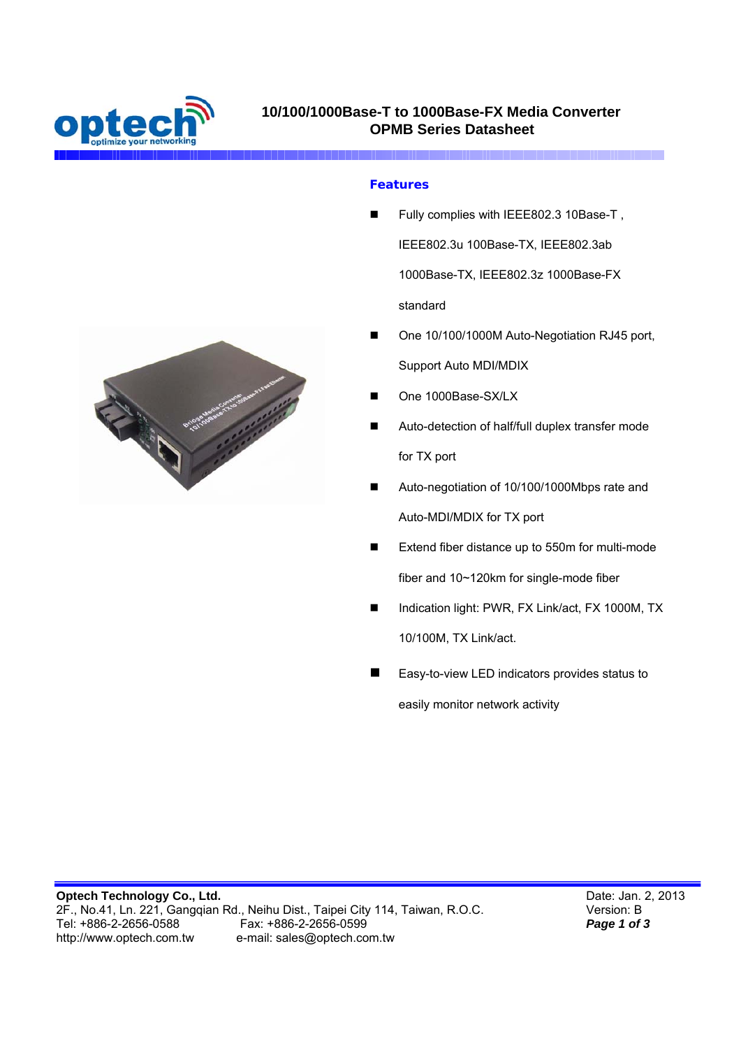# 10/100/1000Base-T to 1000Base-FX Media Converter OPMB Series Datasheet

## Features

- Fully complies with IEEE802.3 10Base-T , IEEE802.3u 100Base-TX, IEEE802.3ab 1000Base-TX, IEEE802.3z 1000Base-FX standard
- One 10/100/1000M Auto-Negotiation RJ45 port, Support Auto MDI/MDIX
- One 1000Base-SX/LX
- Auto-detection of half/full duplex transfer mode for TX port
- Auto-negotiation of 10/100/1000Mbps rate and Auto-MDI/MDIX for TX port
- Extend fiber distance up to 550m for multi-mode fiber and 10~120km for single-mode fiber
- Indication light: PWR, FX Link/act, FX 1000M, TX 10/100M, TX Link/act.
- Easy-to-view LED indicators provides status to easily monitor network activity

**Optech Technology Co., Ltd.**
2F., No.41, Ln. 221, Gangqian Rd., Neihu Dist., Taipei City 114, Taiwan, R.O.C.
Tel: +886-2-2656-0588 Fax: +886-2-2656-0599
http://www.optech.com.tw e-mail: sales@optech.com.tw

Date: Jan. 2, 2013
Version: B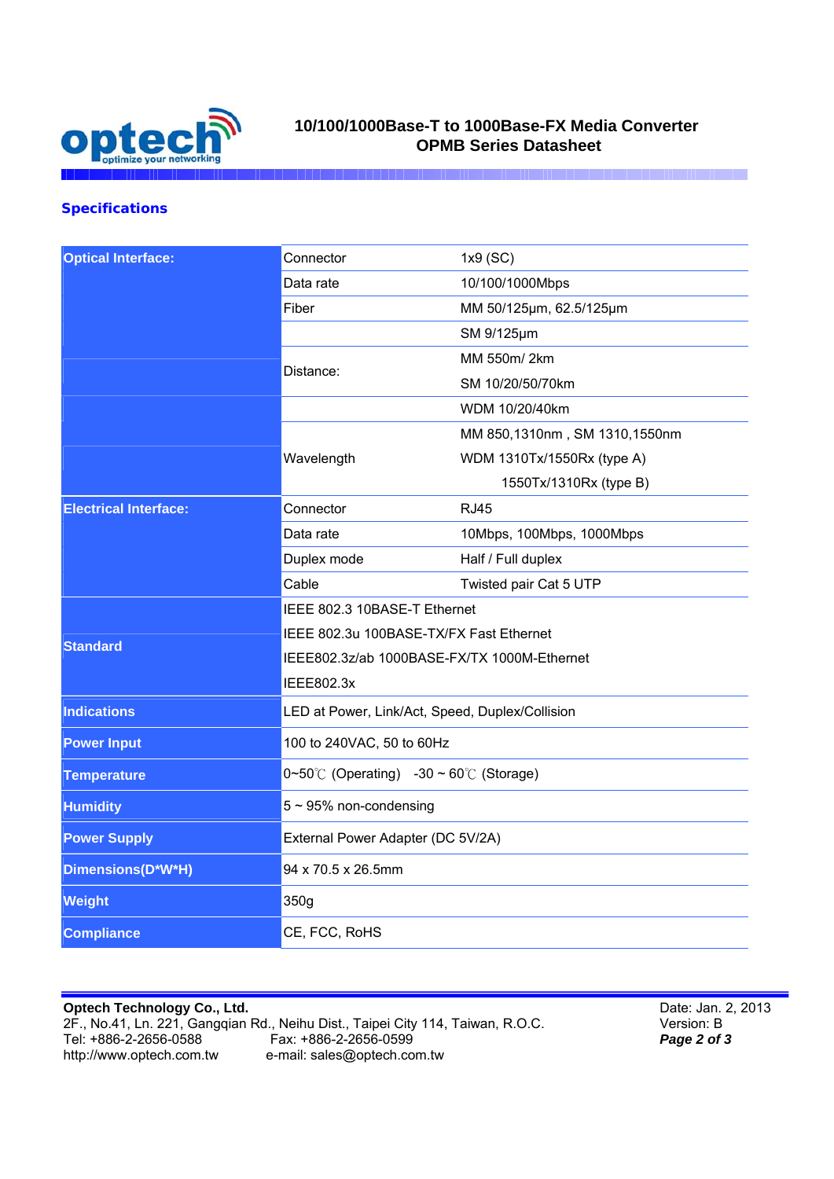## Specifications

| | | |
|---|---|---|
| **Optical Interface:** | Connector | 1x9 (SC) |
| | Data rate | 10/100/1000Mbps |
| | Fiber | MM 50/125μm, 62.5/125μm |
| | | SM 9/125μm |
| | Distance: | MM 550m/ 2km |
| | | SM 10/20/50/70km |
| | | WDM 10/20/40km |
| | Wavelength | MM 850,1310nm , SM 1310,1550nm |
| | | WDM 1310Tx/1550Rx (type A) |
| | | 1550Tx/1310Rx (type B) |
| **Electrical Interface:** | Connector | RJ45 |
| | Data rate | 10Mbps, 100Mbps, 1000Mbps |
| | Duplex mode | Half / Full duplex |
| | Cable | Twisted pair Cat 5 UTP |
| **Standard** | IEEE 802.3 10BASE-T Ethernet | |
| | IEEE 802.3u 100BASE-TX/FX Fast Ethernet | |
| | IEEE802.3z/ab 1000BASE-FX/TX 1000M-Ethernet | |
| | IEEE802.3x | |
| **Indications** | LED at Power, Link/Act, Speed, Duplex/Collision | |
| **Power Input** | 100 to 240VAC, 50 to 60Hz | |
| **Temperature** | 0~50℃ (Operating)   -30 ~ 60℃ (Storage) | |
| **Humidity** | 5 ~ 95% non-condensing | |
| **Power Supply** | External Power Adapter (DC 5V/2A) | |
| **Dimensions(D*W*H)** | 94 x 70.5 x 26.5mm | |
| **Weight** | 350g | |
| **Compliance** | CE, FCC, RoHS | |

**Optech Technology Co., Ltd.**
2F., No.41, Ln. 221, Gangqian Rd., Neihu Dist., Taipei City 114, Taiwan, R.O.C.
Tel: +886-2-2656-0588    Fax: +886-2-2656-0599
http://www.optech.com.tw    e-mail: sales@optech.com.tw

Date: Jan. 2, 2013
Version: B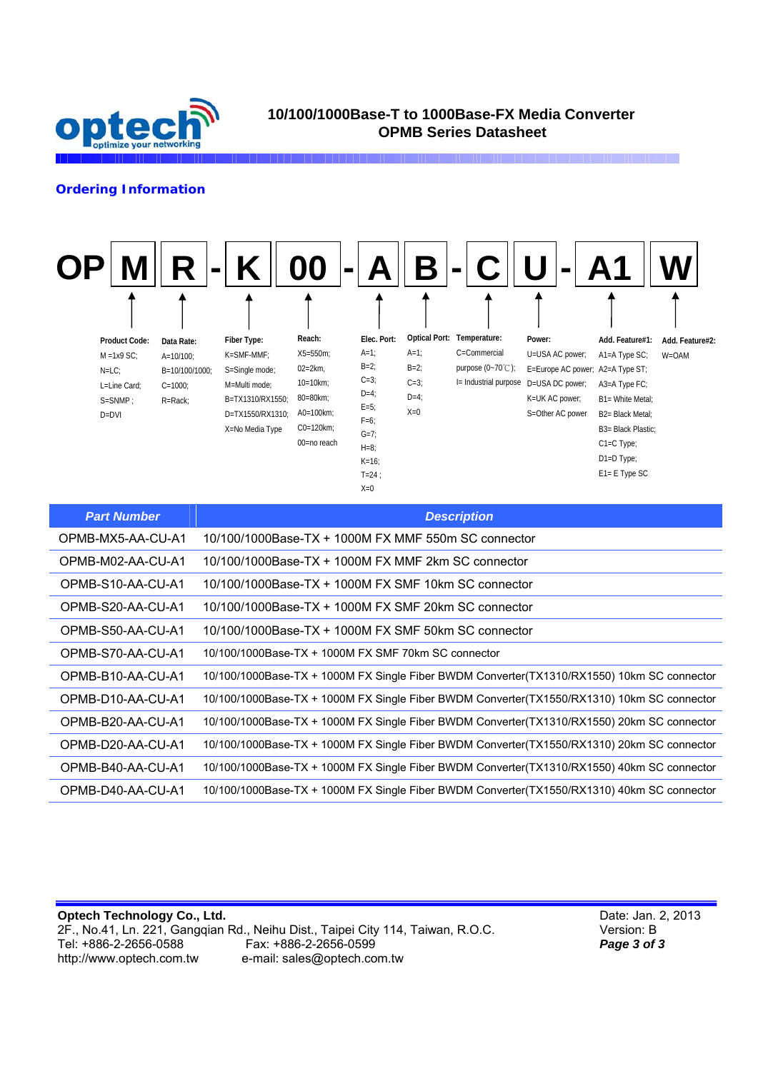## Ordering Information

**OP M R - K 00 - A B - C U - A1 W**

| Product Code: | Data Rate: | Fiber Type: | Reach: | Elec. Port: | Optical Port: | Temperature: | Power: | Add. Feature#1: | Add. Feature#2: |
|---|---|---|---|---|---|---|---|---|---|
| M =1x9 SC; | A=10/100; | K=SMF-MMF; | X5=550m; | A=1; | A=1; | C=Commercial purpose (0~70℃); | U=USA AC power; | A1=A Type SC; | W=OAM |
| N=LC; | B=10/100/1000; | S=Single mode; | 02=2km, | B=2; | B=2; | I= Industrial purpose | E=Europe AC power; | A2=A Type ST; | |
| L=Line Card; | C=1000; | M=Multi mode; | 10=10km; | C=3; | C=3; | | D=USA DC power; | A3=A Type FC; | |
| S=SNMP ; | R=Rack; | B=TX1310/RX1550; | 80=80km; | D=4; | D=4; | | K=UK AC power; | B1= White Metal; | |
| D=DVI | | D=TX1550/RX1310; | A0=100km; | E=5; | X=0 | | S=Other AC power | B2= Black Metal; | |
| | | X=No Media Type | C0=120km; | F=6; | | | | B3= Black Plastic; | |
| | | | 00=no reach | G=7; | | | | C1=C Type; | |
| | | | | H=8; | | | | D1=D Type; | |
| | | | | K=16; | | | | E1= E Type SC | |
| | | | | T=24 ; | | | | | |
| | | | | X=0 | | | | | |

| *Part Number* | *Description* |
|---|---|
| OPMB-MX5-AA-CU-A1 | 10/100/1000Base-TX + 1000M FX MMF 550m SC connector |
| OPMB-M02-AA-CU-A1 | 10/100/1000Base-TX + 1000M FX MMF 2km SC connector |
| OPMB-S10-AA-CU-A1 | 10/100/1000Base-TX + 1000M FX SMF 10km SC connector |
| OPMB-S20-AA-CU-A1 | 10/100/1000Base-TX + 1000M FX SMF 20km SC connector |
| OPMB-S50-AA-CU-A1 | 10/100/1000Base-TX + 1000M FX SMF 50km SC connector |
| OPMB-S70-AA-CU-A1 | 10/100/1000Base-TX + 1000M FX SMF 70km SC connector |
| OPMB-B10-AA-CU-A1 | 10/100/1000Base-TX + 1000M FX Single Fiber BWDM Converter(TX1310/RX1550) 10km SC connector |
| OPMB-D10-AA-CU-A1 | 10/100/1000Base-TX + 1000M FX Single Fiber BWDM Converter(TX1550/RX1310) 10km SC connector |
| OPMB-B20-AA-CU-A1 | 10/100/1000Base-TX + 1000M FX Single Fiber BWDM Converter(TX1310/RX1550) 20km SC connector |
| OPMB-D20-AA-CU-A1 | 10/100/1000Base-TX + 1000M FX Single Fiber BWDM Converter(TX1550/RX1310) 20km SC connector |
| OPMB-B40-AA-CU-A1 | 10/100/1000Base-TX + 1000M FX Single Fiber BWDM Converter(TX1310/RX1550) 40km SC connector |
| OPMB-D40-AA-CU-A1 | 10/100/1000Base-TX + 1000M FX Single Fiber BWDM Converter(TX1550/RX1310) 40km SC connector |